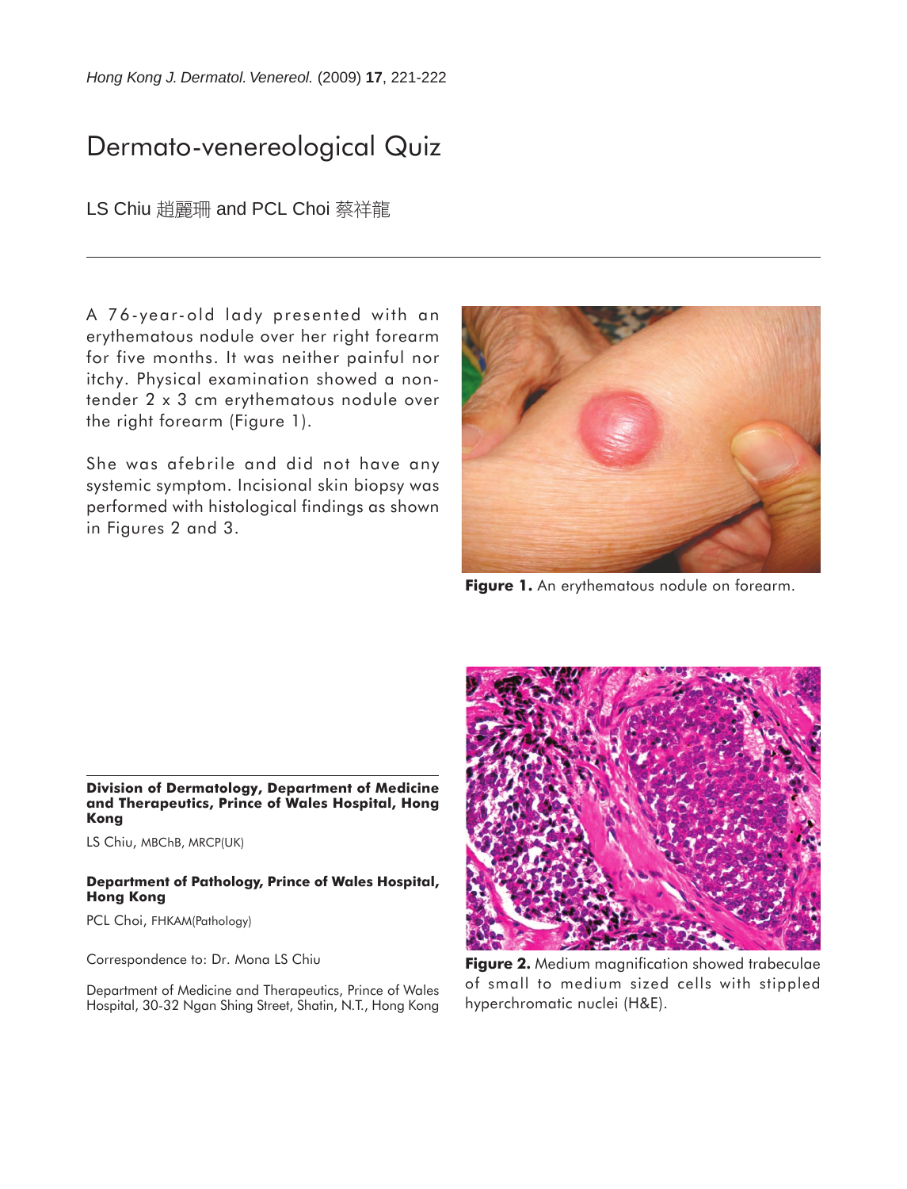# Dermato-venereological Quiz

LS Chiu 趙麗珊 and PCL Choi 蔡祥龍

A 76-year-old lady presented with an erythematous nodule over her right forearm for five months. It was neither painful nor itchy. Physical examination showed a non-tender 2 x 3 cm erythematous nodule over the right forearm (Figure 1).

She was afebrile and did not have any systemic symptom. Incisional skin biopsy was performed with histological findings as shown in Figures 2 and 3.

**Figure 1.** An erythematous nodule on forearm.

**Figure 2.** Medium magnification showed trabeculae of small to medium sized cells with stippled hyperchromatic nuclei (H&E).

**Division of Dermatology, Department of Medicine and Therapeutics, Prince of Wales Hospital, Hong Kong**

LS Chiu, MBChB, MRCP(UK)

**Department of Pathology, Prince of Wales Hospital, Hong Kong**

PCL Choi, FHKAM(Pathology)

Correspondence to: Dr. Mona LS Chiu

Department of Medicine and Therapeutics, Prince of Wales Hospital, 30-32 Ngan Shing Street, Shatin, N.T., Hong Kong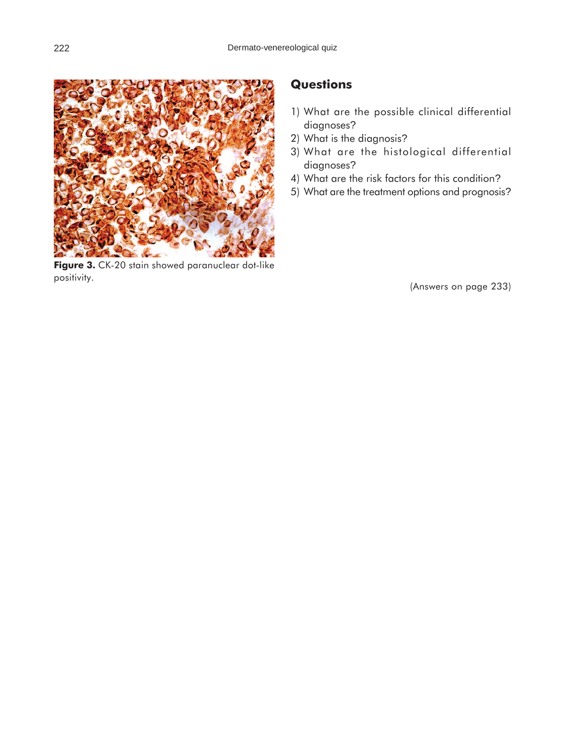Figure 3. CK-20 stain showed paranuclear dot-like positivity.

## Questions

1) What are the possible clinical differential diagnoses?
2) What is the diagnosis?
3) What are the histological differential diagnoses?
4) What are the risk factors for this condition?
5) What are the treatment options and prognosis?

(Answers on page 233)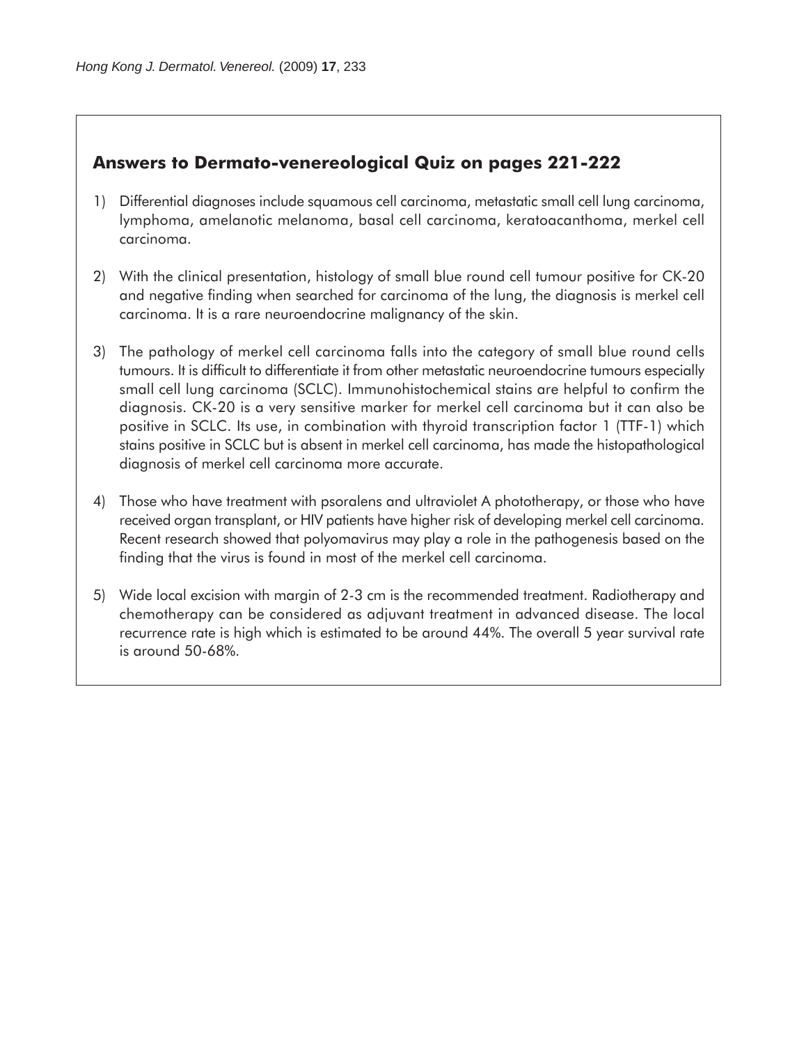## Answers to Dermato-venereological Quiz on pages 221-222

1) Differential diagnoses include squamous cell carcinoma, metastatic small cell lung carcinoma, lymphoma, amelanotic melanoma, basal cell carcinoma, keratoacanthoma, merkel cell carcinoma.

2) With the clinical presentation, histology of small blue round cell tumour positive for CK-20 and negative finding when searched for carcinoma of the lung, the diagnosis is merkel cell carcinoma. It is a rare neuroendocrine malignancy of the skin.

3) The pathology of merkel cell carcinoma falls into the category of small blue round cells tumours. It is difficult to differentiate it from other metastatic neuroendocrine tumours especially small cell lung carcinoma (SCLC). Immunohistochemical stains are helpful to confirm the diagnosis. CK-20 is a very sensitive marker for merkel cell carcinoma but it can also be positive in SCLC. Its use, in combination with thyroid transcription factor 1 (TTF-1) which stains positive in SCLC but is absent in merkel cell carcinoma, has made the histopathological diagnosis of merkel cell carcinoma more accurate.

4) Those who have treatment with psoralens and ultraviolet A phototherapy, or those who have received organ transplant, or HIV patients have higher risk of developing merkel cell carcinoma. Recent research showed that polyomavirus may play a role in the pathogenesis based on the finding that the virus is found in most of the merkel cell carcinoma.

5) Wide local excision with margin of 2-3 cm is the recommended treatment. Radiotherapy and chemotherapy can be considered as adjuvant treatment in advanced disease. The local recurrence rate is high which is estimated to be around 44%. The overall 5 year survival rate is around 50-68%.